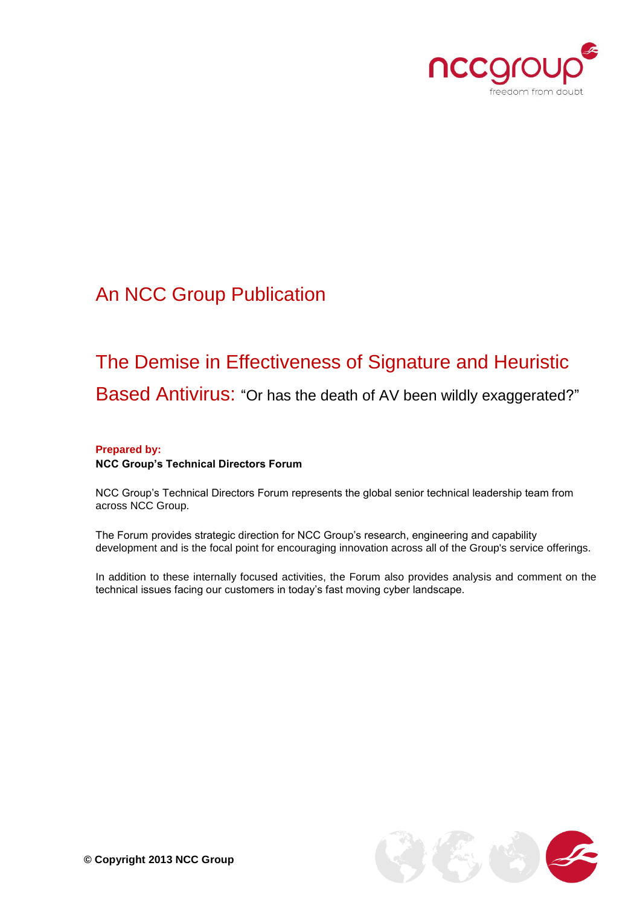An NCC Group Publication

# The Demise in Effectiveness of Signature and Heuristic Based Antivirus: "Or has the death of AV been wildly exaggerated?"

**Prepared by:**

**NCC Group's Technical Directors Forum**

NCC Group's Technical Directors Forum represents the global senior technical leadership team from across NCC Group.

The Forum provides strategic direction for NCC Group's research, engineering and capability development and is the focal point for encouraging innovation across all of the Group's service offerings.

In addition to these internally focused activities, the Forum also provides analysis and comment on the technical issues facing our customers in today's fast moving cyber landscape.

**© Copyright 2013 NCC Group**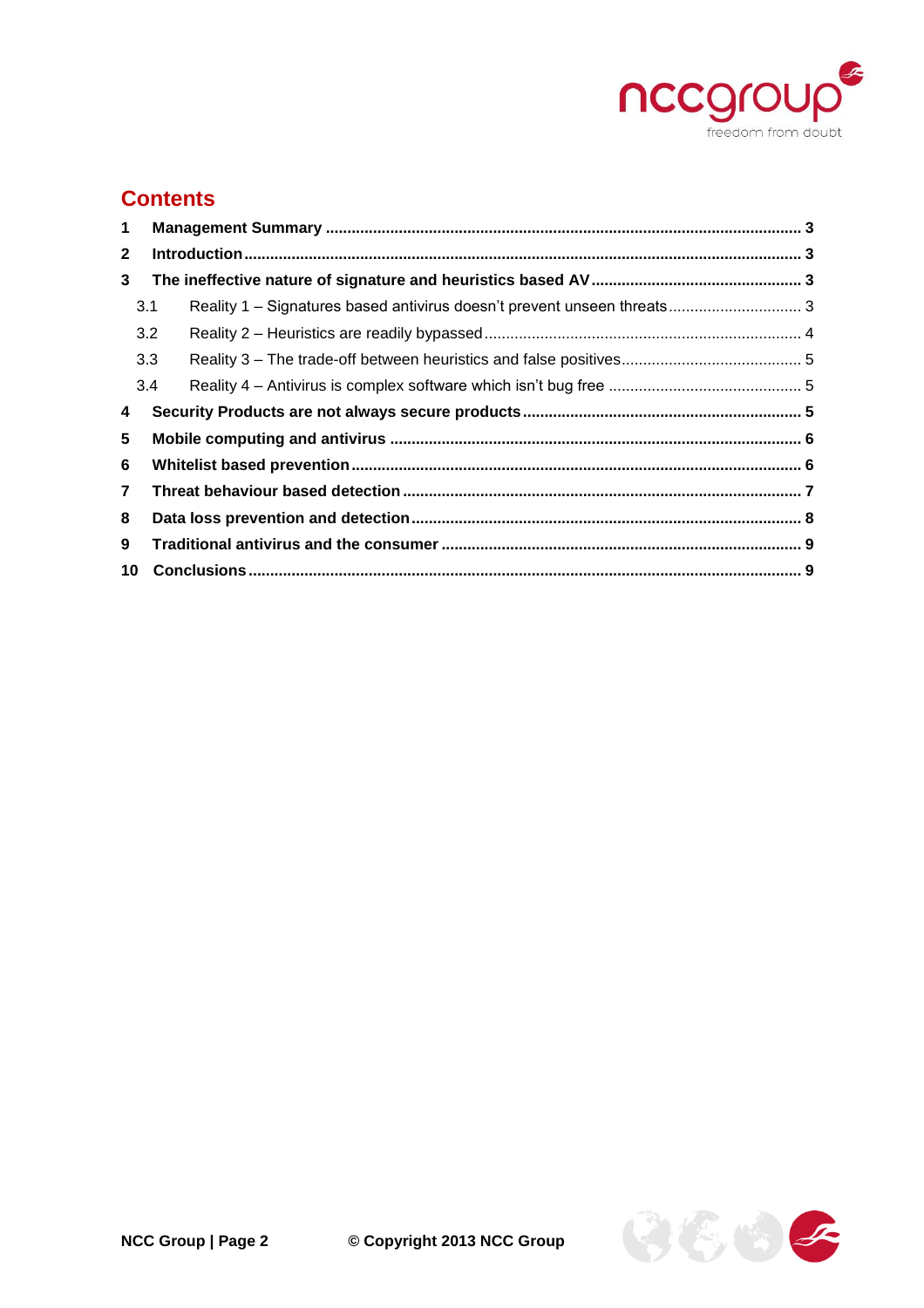## Contents

**1 Management Summary** ... **3**

**2 Introduction** ... **3**

**3 The ineffective nature of signature and heuristics based AV** ... **3**

- 3.1 Reality 1 – Signatures based antivirus doesn't prevent unseen threats ... 3
- 3.2 Reality 2 – Heuristics are readily bypassed ... 4
- 3.3 Reality 3 – The trade-off between heuristics and false positives ... 5
- 3.4 Reality 4 – Antivirus is complex software which isn't bug free ... 5

**4 Security Products are not always secure products** ... **5**

**5 Mobile computing and antivirus** ... **6**

**6 Whitelist based prevention** ... **6**

**7 Threat behaviour based detection** ... **7**

**8 Data loss prevention and detection** ... **8**

**9 Traditional antivirus and the consumer** ... **9**

**10 Conclusions** ... **9**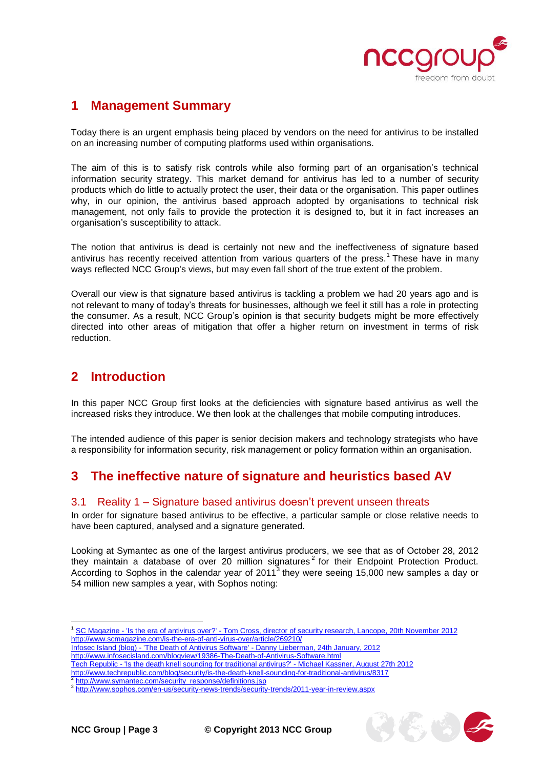# 1 Management Summary

Today there is an urgent emphasis being placed by vendors on the need for antivirus to be installed on an increasing number of computing platforms used within organisations.

The aim of this is to satisfy risk controls while also forming part of an organisation's technical information security strategy. This market demand for antivirus has led to a number of security products which do little to actually protect the user, their data or the organisation. This paper outlines why, in our opinion, the antivirus based approach adopted by organisations to technical risk management, not only fails to provide the protection it is designed to, but it in fact increases an organisation's susceptibility to attack.

The notion that antivirus is dead is certainly not new and the ineffectiveness of signature based antivirus has recently received attention from various quarters of the press.[1] These have in many ways reflected NCC Group's views, but may even fall short of the true extent of the problem.

Overall our view is that signature based antivirus is tackling a problem we had 20 years ago and is not relevant to many of today's threats for businesses, although we feel it still has a role in protecting the consumer. As a result, NCC Group's opinion is that security budgets might be more effectively directed into other areas of mitigation that offer a higher return on investment in terms of risk reduction.

# 2 Introduction

In this paper NCC Group first looks at the deficiencies with signature based antivirus as well the increased risks they introduce. We then look at the challenges that mobile computing introduces.

The intended audience of this paper is senior decision makers and technology strategists who have a responsibility for information security, risk management or policy formation within an organisation.

# 3 The ineffective nature of signature and heuristics based AV

## 3.1 Reality 1 – Signature based antivirus doesn't prevent unseen threats

In order for signature based antivirus to be effective, a particular sample or close relative needs to have been captured, analysed and a signature generated.

Looking at Symantec as one of the largest antivirus producers, we see that as of October 28, 2012 they maintain a database of over 20 million signatures[2] for their Endpoint Protection Product. According to Sophos in the calendar year of 2011[3] they were seeing 15,000 new samples a day or 54 million new samples a year, with Sophos noting:

---

[1] SC Magazine - 'Is the era of antivirus over?' - Tom Cross, director of security research, Lancope, 20th November 2012
http://www.scmagazine.com/is-the-era-of-anti-virus-over/article/269210/
Infosec Island (blog) - 'The Death of Antivirus Software' - Danny Lieberman, 24th January, 2012
http://www.infosecisland.com/blogview/19386-The-Death-of-Antivirus-Software.html
Tech Republic - 'Is the death knell sounding for traditional antivirus?' - Michael Kassner, August 27th 2012
http://www.techrepublic.com/blog/security/is-the-death-knell-sounding-for-traditional-antivirus/8317

[2] http://www.symantec.com/security_response/definitions.jsp

[3] http://www.sophos.com/en-us/security-news-trends/security-trends/2011-year-in-review.aspx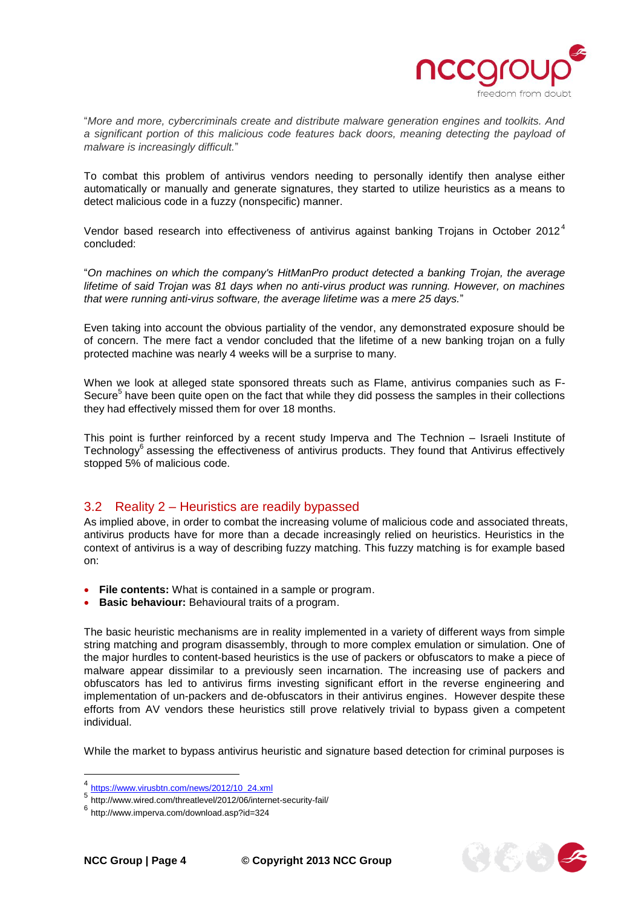"*More and more, cybercriminals create and distribute malware generation engines and toolkits. And a significant portion of this malicious code features back doors, meaning detecting the payload of malware is increasingly difficult.*"

To combat this problem of antivirus vendors needing to personally identify then analyse either automatically or manually and generate signatures, they started to utilize heuristics as a means to detect malicious code in a fuzzy (nonspecific) manner.

Vendor based research into effectiveness of antivirus against banking Trojans in October 2012[4] concluded:

"*On machines on which the company's HitManPro product detected a banking Trojan, the average lifetime of said Trojan was 81 days when no anti-virus product was running. However, on machines that were running anti-virus software, the average lifetime was a mere 25 days.*"

Even taking into account the obvious partiality of the vendor, any demonstrated exposure should be of concern. The mere fact a vendor concluded that the lifetime of a new banking trojan on a fully protected machine was nearly 4 weeks will be a surprise to many.

When we look at alleged state sponsored threats such as Flame, antivirus companies such as F-Secure[5] have been quite open on the fact that while they did possess the samples in their collections they had effectively missed them for over 18 months.

This point is further reinforced by a recent study Imperva and The Technion – Israeli Institute of Technology[6] assessing the effectiveness of antivirus products. They found that Antivirus effectively stopped 5% of malicious code.

## 3.2 Reality 2 – Heuristics are readily bypassed

As implied above, in order to combat the increasing volume of malicious code and associated threats, antivirus products have for more than a decade increasingly relied on heuristics. Heuristics in the context of antivirus is a way of describing fuzzy matching. This fuzzy matching is for example based on:

- **File contents:** What is contained in a sample or program.
- **Basic behaviour:** Behavioural traits of a program.

The basic heuristic mechanisms are in reality implemented in a variety of different ways from simple string matching and program disassembly, through to more complex emulation or simulation. One of the major hurdles to content-based heuristics is the use of packers or obfuscators to make a piece of malware appear dissimilar to a previously seen incarnation. The increasing use of packers and obfuscators has led to antivirus firms investing significant effort in the reverse engineering and implementation of un-packers and de-obfuscators in their antivirus engines. However despite these efforts from AV vendors these heuristics still prove relatively trivial to bypass given a competent individual.

While the market to bypass antivirus heuristic and signature based detection for criminal purposes is

---

[4] https://www.virusbtn.com/news/2012/10_24.xml

[5] http://www.wired.com/threatlevel/2012/06/internet-security-fail/

[6] http://www.imperva.com/download.asp?id=324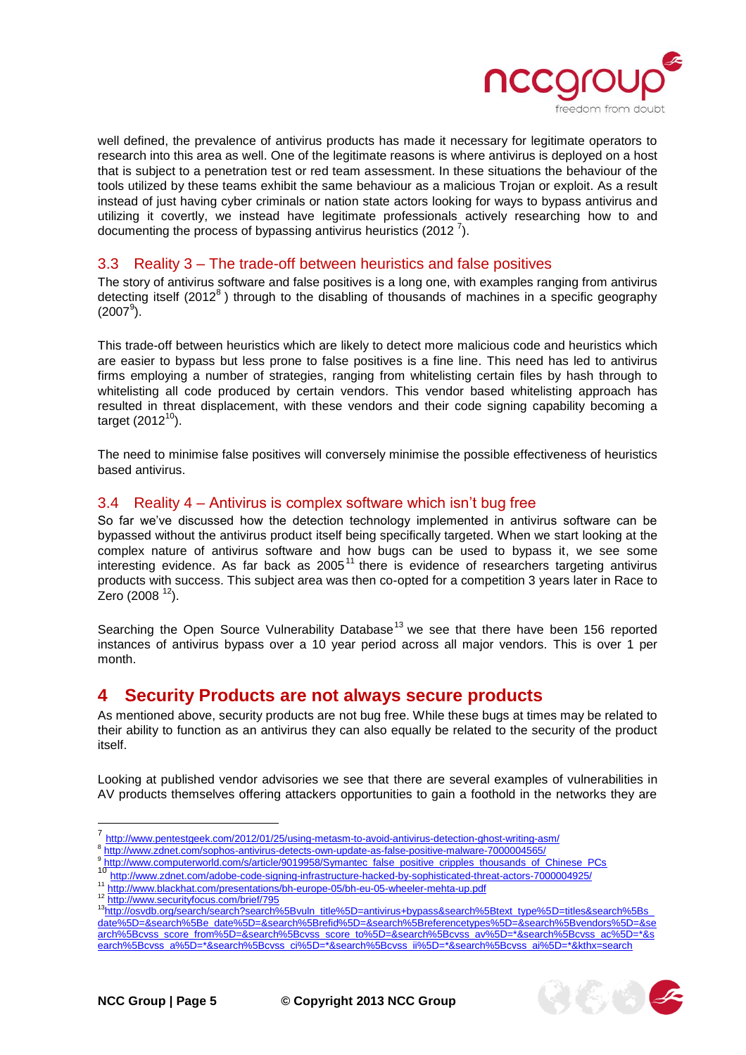well defined, the prevalence of antivirus products has made it necessary for legitimate operators to research into this area as well. One of the legitimate reasons is where antivirus is deployed on a host that is subject to a penetration test or red team assessment. In these situations the behaviour of the tools utilized by these teams exhibit the same behaviour as a malicious Trojan or exploit. As a result instead of just having cyber criminals or nation state actors looking for ways to bypass antivirus and utilizing it covertly, we instead have legitimate professionals actively researching how to and documenting the process of bypassing antivirus heuristics (2012 [7]).

### 3.3 Reality 3 – The trade-off between heuristics and false positives

The story of antivirus software and false positives is a long one, with examples ranging from antivirus detecting itself (2012[8] ) through to the disabling of thousands of machines in a specific geography (2007[9]).

This trade-off between heuristics which are likely to detect more malicious code and heuristics which are easier to bypass but less prone to false positives is a fine line. This need has led to antivirus firms employing a number of strategies, ranging from whitelisting certain files by hash through to whitelisting all code produced by certain vendors. This vendor based whitelisting approach has resulted in threat displacement, with these vendors and their code signing capability becoming a target (2012[10]).

The need to minimise false positives will conversely minimise the possible effectiveness of heuristics based antivirus.

### 3.4 Reality 4 – Antivirus is complex software which isn't bug free

So far we've discussed how the detection technology implemented in antivirus software can be bypassed without the antivirus product itself being specifically targeted. When we start looking at the complex nature of antivirus software and how bugs can be used to bypass it, we see some interesting evidence. As far back as 2005[11] there is evidence of researchers targeting antivirus products with success. This subject area was then co-opted for a competition 3 years later in Race to Zero (2008 [12]).

Searching the Open Source Vulnerability Database[13] we see that there have been 156 reported instances of antivirus bypass over a 10 year period across all major vendors. This is over 1 per month.

## 4 Security Products are not always secure products

As mentioned above, security products are not bug free. While these bugs at times may be related to their ability to function as an antivirus they can also equally be related to the security of the product itself.

Looking at published vendor advisories we see that there are several examples of vulnerabilities in AV products themselves offering attackers opportunities to gain a foothold in the networks they are

---

[7] http://www.pentestgeek.com/2012/01/25/using-metasm-to-avoid-antivirus-detection-ghost-writing-asm/
[8] http://www.zdnet.com/sophos-antivirus-detects-own-update-as-false-positive-malware-7000004565/
[9] http://www.computerworld.com/s/article/9019958/Symantec_false_positive_cripples_thousands_of_Chinese_PCs
[10] http://www.zdnet.com/adobe-code-signing-infrastructure-hacked-by-sophisticated-threat-actors-7000004925/
[11] http://www.blackhat.com/presentations/bh-europe-05/bh-eu-05-wheeler-mehta-up.pdf
[12] http://www.securityfocus.com/brief/795
[13] http://osvdb.org/search/search?search%5Bvuln_title%5D=antivirus+bypass&search%5Btext_type%5D=titles&search%5Bs_date%5D=&search%5Be_date%5D=&search%5Brefid%5D=&search%5Breferencetypes%5D=&search%5Bvendors%5D=&search%5Bcvss_score_from%5D=&search%5Bcvss_score_to%5D=&search%5Bcvss_av%5D=*&search%5Bcvss_ac%5D=*&search%5Bcvss_a%5D=*&search%5Bcvss_ci%5D=*&search%5Bcvss_ii%5D=*&search%5Bcvss_ai%5D=*&kthx=search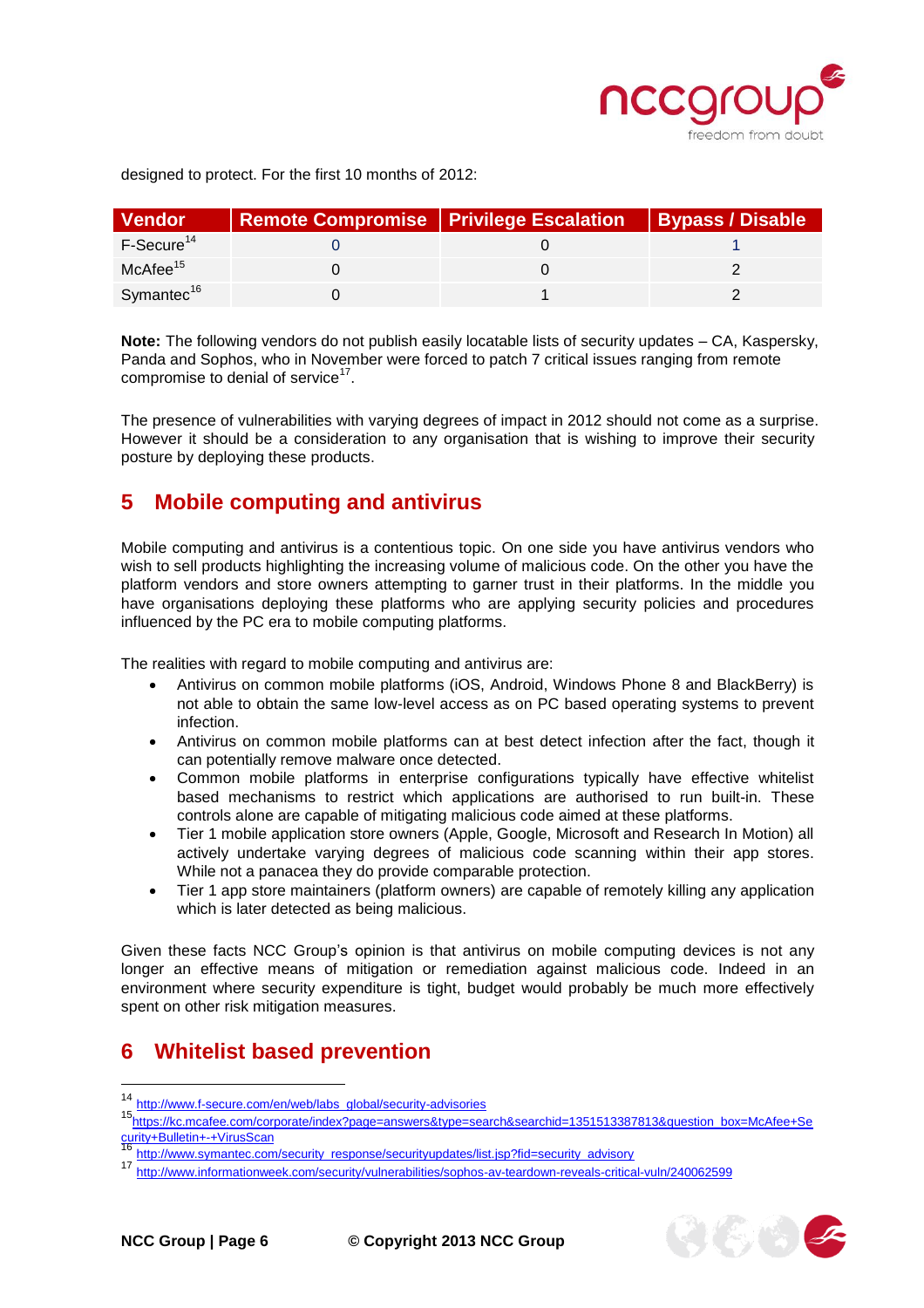designed to protect. For the first 10 months of 2012:

| Vendor | Remote Compromise | Privilege Escalation | Bypass / Disable |
|---|---|---|---|
| F-Secure[14] | 0 | 0 | 1 |
| McAfee[15] | 0 | 0 | 2 |
| Symantec[16] | 0 | 1 | 2 |

**Note:** The following vendors do not publish easily locatable lists of security updates – CA, Kaspersky, Panda and Sophos, who in November were forced to patch 7 critical issues ranging from remote compromise to denial of service[17].

The presence of vulnerabilities with varying degrees of impact in 2012 should not come as a surprise. However it should be a consideration to any organisation that is wishing to improve their security posture by deploying these products.

## 5 Mobile computing and antivirus

Mobile computing and antivirus is a contentious topic. On one side you have antivirus vendors who wish to sell products highlighting the increasing volume of malicious code. On the other you have the platform vendors and store owners attempting to garner trust in their platforms. In the middle you have organisations deploying these platforms who are applying security policies and procedures influenced by the PC era to mobile computing platforms.

The realities with regard to mobile computing and antivirus are:

- Antivirus on common mobile platforms (iOS, Android, Windows Phone 8 and BlackBerry) is not able to obtain the same low-level access as on PC based operating systems to prevent infection.
- Antivirus on common mobile platforms can at best detect infection after the fact, though it can potentially remove malware once detected.
- Common mobile platforms in enterprise configurations typically have effective whitelist based mechanisms to restrict which applications are authorised to run built-in. These controls alone are capable of mitigating malicious code aimed at these platforms.
- Tier 1 mobile application store owners (Apple, Google, Microsoft and Research In Motion) all actively undertake varying degrees of malicious code scanning within their app stores. While not a panacea they do provide comparable protection.
- Tier 1 app store maintainers (platform owners) are capable of remotely killing any application which is later detected as being malicious.

Given these facts NCC Group's opinion is that antivirus on mobile computing devices is not any longer an effective means of mitigation or remediation against malicious code. Indeed in an environment where security expenditure is tight, budget would probably be much more effectively spent on other risk mitigation measures.

## 6 Whitelist based prevention

---

[14] http://www.f-secure.com/en/web/labs_global/security-advisories

[15] https://kc.mcafee.com/corporate/index?page=answers&type=search&searchid=1351513387813&question_box=McAfee+Security+Bulletin+-+VirusScan

[16] http://www.symantec.com/security_response/securityupdates/list.jsp?fid=security_advisory

[17] http://www.informationweek.com/security/vulnerabilities/sophos-av-teardown-reveals-critical-vuln/240062599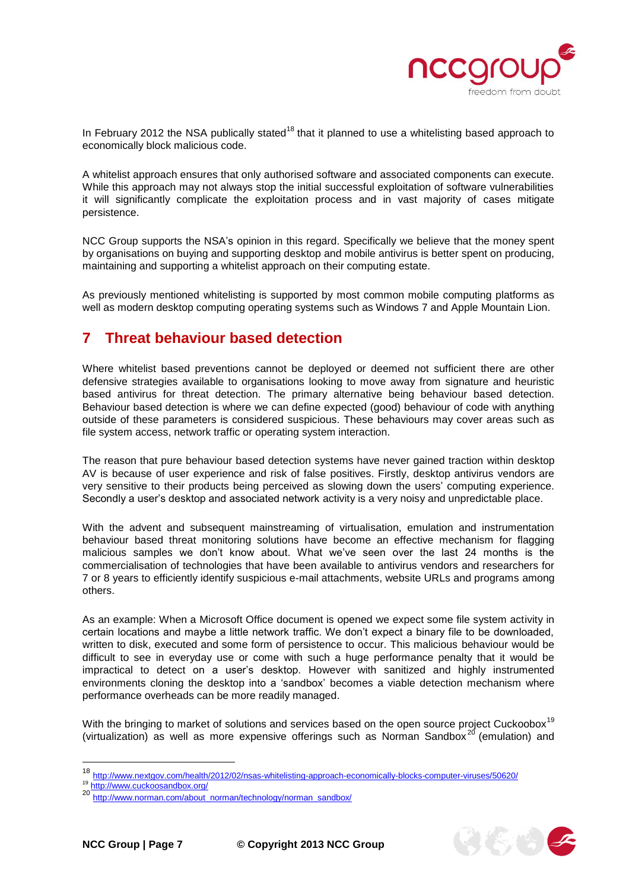In February 2012 the NSA publically stated[18] that it planned to use a whitelisting based approach to economically block malicious code.

A whitelist approach ensures that only authorised software and associated components can execute. While this approach may not always stop the initial successful exploitation of software vulnerabilities it will significantly complicate the exploitation process and in vast majority of cases mitigate persistence.

NCC Group supports the NSA's opinion in this regard. Specifically we believe that the money spent by organisations on buying and supporting desktop and mobile antivirus is better spent on producing, maintaining and supporting a whitelist approach on their computing estate.

As previously mentioned whitelisting is supported by most common mobile computing platforms as well as modern desktop computing operating systems such as Windows 7 and Apple Mountain Lion.

# 7 Threat behaviour based detection

Where whitelist based preventions cannot be deployed or deemed not sufficient there are other defensive strategies available to organisations looking to move away from signature and heuristic based antivirus for threat detection. The primary alternative being behaviour based detection. Behaviour based detection is where we can define expected (good) behaviour of code with anything outside of these parameters is considered suspicious. These behaviours may cover areas such as file system access, network traffic or operating system interaction.

The reason that pure behaviour based detection systems have never gained traction within desktop AV is because of user experience and risk of false positives. Firstly, desktop antivirus vendors are very sensitive to their products being perceived as slowing down the users' computing experience. Secondly a user's desktop and associated network activity is a very noisy and unpredictable place.

With the advent and subsequent mainstreaming of virtualisation, emulation and instrumentation behaviour based threat monitoring solutions have become an effective mechanism for flagging malicious samples we don't know about. What we've seen over the last 24 months is the commercialisation of technologies that have been available to antivirus vendors and researchers for 7 or 8 years to efficiently identify suspicious e-mail attachments, website URLs and programs among others.

As an example: When a Microsoft Office document is opened we expect some file system activity in certain locations and maybe a little network traffic. We don't expect a binary file to be downloaded, written to disk, executed and some form of persistence to occur. This malicious behaviour would be difficult to see in everyday use or come with such a huge performance penalty that it would be impractical to detect on a user's desktop. However with sanitized and highly instrumented environments cloning the desktop into a 'sandbox' becomes a viable detection mechanism where performance overheads can be more readily managed.

With the bringing to market of solutions and services based on the open source project Cuckoobox[19] (virtualization) as well as more expensive offerings such as Norman Sandbox[20] (emulation) and

---

[18] http://www.nextgov.com/health/2012/02/nsas-whitelisting-approach-economically-blocks-computer-viruses/50620/

[19] http://www.cuckoosandbox.org/

[20] http://www.norman.com/about_norman/technology/norman_sandbox/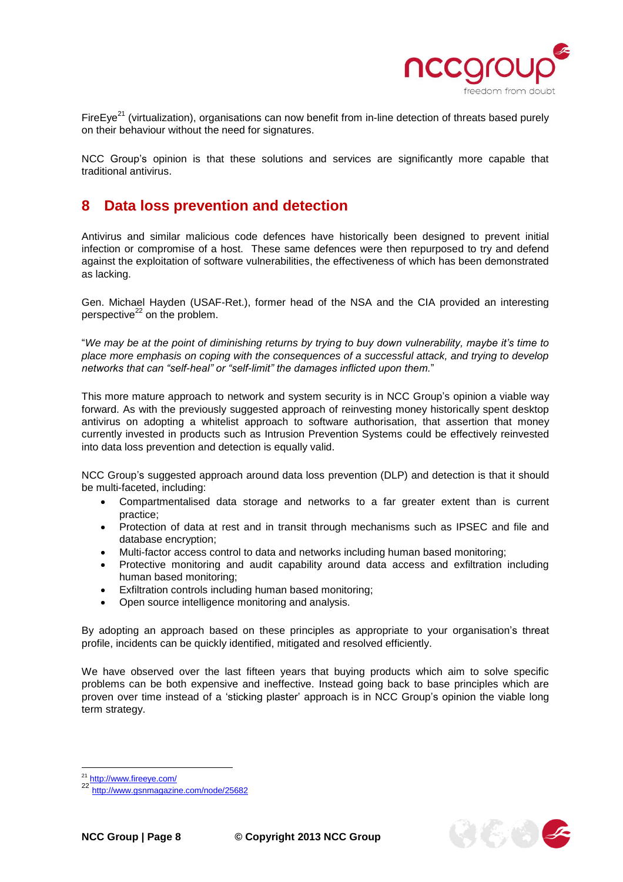FireEye[21] (virtualization), organisations can now benefit from in-line detection of threats based purely on their behaviour without the need for signatures.

NCC Group's opinion is that these solutions and services are significantly more capable that traditional antivirus.

# 8 Data loss prevention and detection

Antivirus and similar malicious code defences have historically been designed to prevent initial infection or compromise of a host. These same defences were then repurposed to try and defend against the exploitation of software vulnerabilities, the effectiveness of which has been demonstrated as lacking.

Gen. Michael Hayden (USAF-Ret.), former head of the NSA and the CIA provided an interesting perspective[22] on the problem.

"*We may be at the point of diminishing returns by trying to buy down vulnerability, maybe it's time to place more emphasis on coping with the consequences of a successful attack, and trying to develop networks that can "self-heal" or "self-limit" the damages inflicted upon them.*"

This more mature approach to network and system security is in NCC Group's opinion a viable way forward. As with the previously suggested approach of reinvesting money historically spent desktop antivirus on adopting a whitelist approach to software authorisation, that assertion that money currently invested in products such as Intrusion Prevention Systems could be effectively reinvested into data loss prevention and detection is equally valid.

NCC Group's suggested approach around data loss prevention (DLP) and detection is that it should be multi-faceted, including:

- Compartmentalised data storage and networks to a far greater extent than is current practice;
- Protection of data at rest and in transit through mechanisms such as IPSEC and file and database encryption;
- Multi-factor access control to data and networks including human based monitoring;
- Protective monitoring and audit capability around data access and exfiltration including human based monitoring;
- Exfiltration controls including human based monitoring;
- Open source intelligence monitoring and analysis.

By adopting an approach based on these principles as appropriate to your organisation's threat profile, incidents can be quickly identified, mitigated and resolved efficiently.

We have observed over the last fifteen years that buying products which aim to solve specific problems can be both expensive and ineffective. Instead going back to base principles which are proven over time instead of a 'sticking plaster' approach is in NCC Group's opinion the viable long term strategy.

---

[21] http://www.fireeye.com/

[22] http://www.gsnmagazine.com/node/25682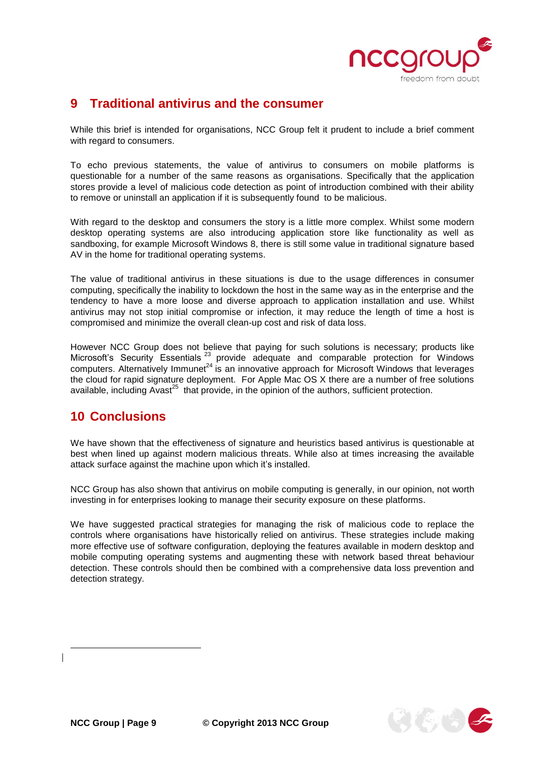# 9 Traditional antivirus and the consumer

While this brief is intended for organisations, NCC Group felt it prudent to include a brief comment with regard to consumers.

To echo previous statements, the value of antivirus to consumers on mobile platforms is questionable for a number of the same reasons as organisations. Specifically that the application stores provide a level of malicious code detection as point of introduction combined with their ability to remove or uninstall an application if it is subsequently found to be malicious.

With regard to the desktop and consumers the story is a little more complex. Whilst some modern desktop operating systems are also introducing application store like functionality as well as sandboxing, for example Microsoft Windows 8, there is still some value in traditional signature based AV in the home for traditional operating systems.

The value of traditional antivirus in these situations is due to the usage differences in consumer computing, specifically the inability to lockdown the host in the same way as in the enterprise and the tendency to have a more loose and diverse approach to application installation and use. Whilst antivirus may not stop initial compromise or infection, it may reduce the length of time a host is compromised and minimize the overall clean-up cost and risk of data loss.

However NCC Group does not believe that paying for such solutions is necessary; products like Microsoft's Security Essentials [23] provide adequate and comparable protection for Windows computers. Alternatively Immunet[24] is an innovative approach for Microsoft Windows that leverages the cloud for rapid signature deployment. For Apple Mac OS X there are a number of free solutions available, including Avast[25] that provide, in the opinion of the authors, sufficient protection.

# 10 Conclusions

We have shown that the effectiveness of signature and heuristics based antivirus is questionable at best when lined up against modern malicious threats. While also at times increasing the available attack surface against the machine upon which it's installed.

NCC Group has also shown that antivirus on mobile computing is generally, in our opinion, not worth investing in for enterprises looking to manage their security exposure on these platforms.

We have suggested practical strategies for managing the risk of malicious code to replace the controls where organisations have historically relied on antivirus. These strategies include making more effective use of software configuration, deploying the features available in modern desktop and mobile computing operating systems and augmenting these with network based threat behaviour detection. These controls should then be combined with a comprehensive data loss prevention and detection strategy.